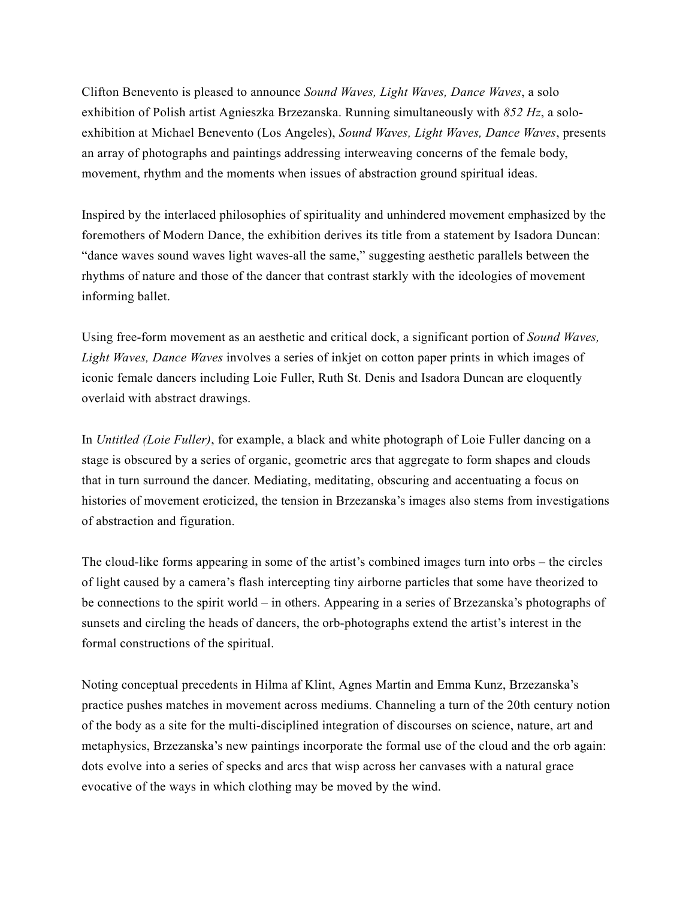Clifton Benevento is pleased to announce *Sound Waves, Light Waves, Dance Waves*, a solo exhibition of Polish artist Agnieszka Brzezanska. Running simultaneously with *852 Hz*, a solo-exhibition at Michael Benevento (Los Angeles), *Sound Waves, Light Waves, Dance Waves*, presents an array of photographs and paintings addressing interweaving concerns of the female body, movement, rhythm and the moments when issues of abstraction ground spiritual ideas.

Inspired by the interlaced philosophies of spirituality and unhindered movement emphasized by the foremothers of Modern Dance, the exhibition derives its title from a statement by Isadora Duncan: "dance waves sound waves light waves-all the same," suggesting aesthetic parallels between the rhythms of nature and those of the dancer that contrast starkly with the ideologies of movement informing ballet.

Using free-form movement as an aesthetic and critical dock, a significant portion of *Sound Waves, Light Waves, Dance Waves* involves a series of inkjet on cotton paper prints in which images of iconic female dancers including Loie Fuller, Ruth St. Denis and Isadora Duncan are eloquently overlaid with abstract drawings.

In *Untitled (Loie Fuller)*, for example, a black and white photograph of Loie Fuller dancing on a stage is obscured by a series of organic, geometric arcs that aggregate to form shapes and clouds that in turn surround the dancer. Mediating, meditating, obscuring and accentuating a focus on histories of movement eroticized, the tension in Brzezanska's images also stems from investigations of abstraction and figuration.

The cloud-like forms appearing in some of the artist's combined images turn into orbs – the circles of light caused by a camera's flash intercepting tiny airborne particles that some have theorized to be connections to the spirit world – in others. Appearing in a series of Brzezanska's photographs of sunsets and circling the heads of dancers, the orb-photographs extend the artist's interest in the formal constructions of the spiritual.

Noting conceptual precedents in Hilma af Klint, Agnes Martin and Emma Kunz, Brzezanska's practice pushes matches in movement across mediums. Channeling a turn of the 20th century notion of the body as a site for the multi-disciplined integration of discourses on science, nature, art and metaphysics, Brzezanska's new paintings incorporate the formal use of the cloud and the orb again: dots evolve into a series of specks and arcs that wisp across her canvases with a natural grace evocative of the ways in which clothing may be moved by the wind.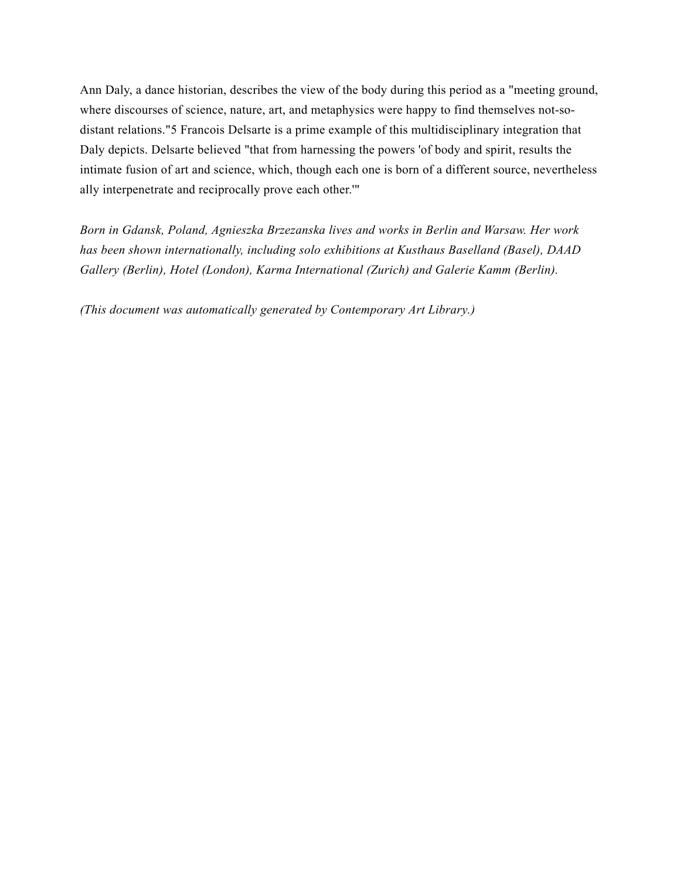Ann Daly, a dance historian, describes the view of the body during this period as a "meeting ground, where discourses of science, nature, art, and metaphysics were happy to find themselves not-so-distant relations."5 Francois Delsarte is a prime example of this multidisciplinary integration that Daly depicts. Delsarte believed "that from harnessing the powers 'of body and spirit, results the intimate fusion of art and science, which, though each one is born of a different source, nevertheless ally interpenetrate and reciprocally prove each other.'"

*Born in Gdansk, Poland, Agnieszka Brzezanska lives and works in Berlin and Warsaw. Her work has been shown internationally, including solo exhibitions at Kusthaus Baselland (Basel), DAAD Gallery (Berlin), Hotel (London), Karma International (Zurich) and Galerie Kamm (Berlin).*

*(This document was automatically generated by Contemporary Art Library.)*